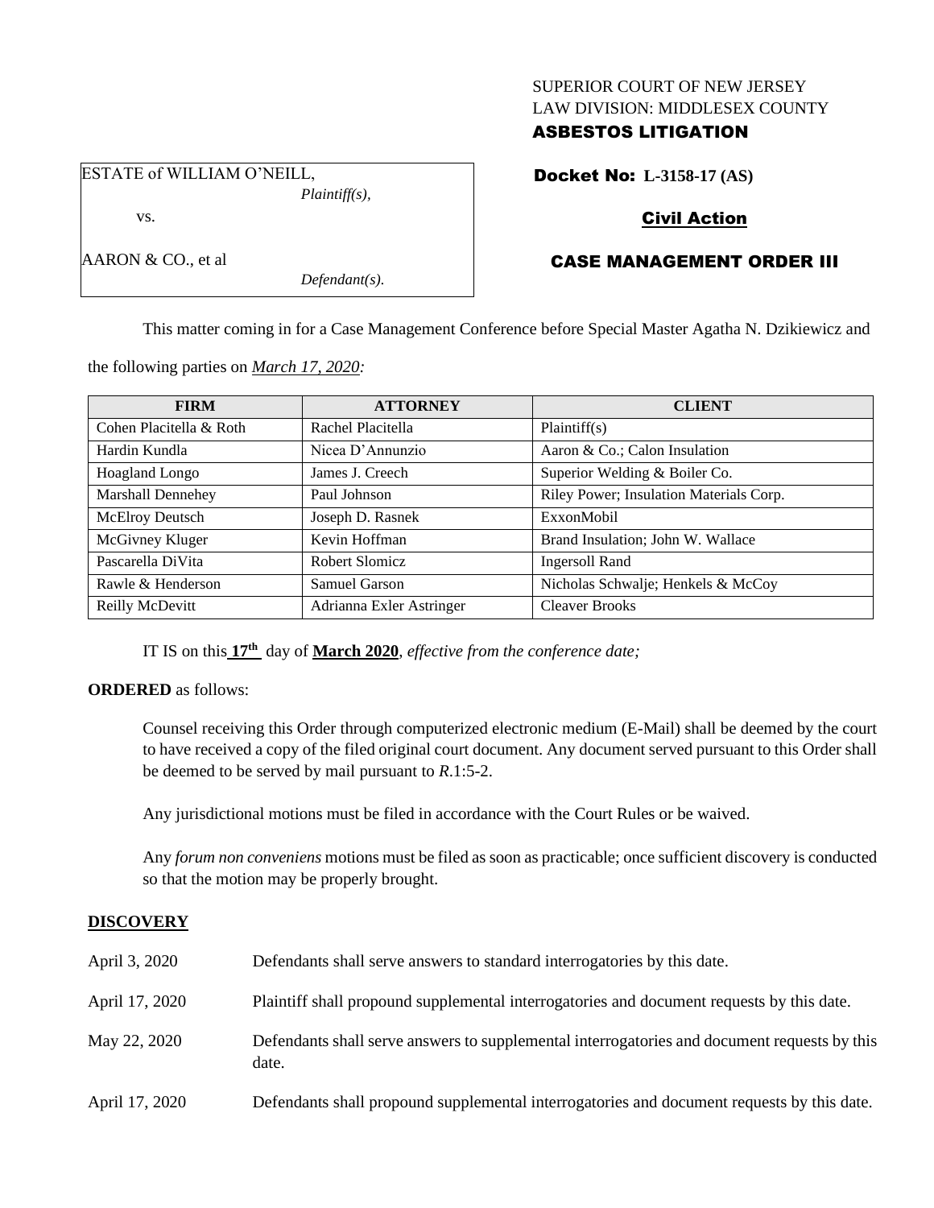SUPERIOR COURT OF NEW JERSEY
LAW DIVISION: MIDDLESEX COUNTY
**ASBESTOS LITIGATION**

ESTATE of WILLIAM O'NEILL,
*Plaintiff(s),*

vs.

AARON & CO., et al
*Defendant(s).*

**Docket No: L-3158-17 (AS)**

**Civil Action**

**CASE MANAGEMENT ORDER III**

This matter coming in for a Case Management Conference before Special Master Agatha N. Dzikiewicz and the following parties on *March 17, 2020:*

| FIRM | ATTORNEY | CLIENT |
| --- | --- | --- |
| Cohen Placitella & Roth | Rachel Placitella | Plaintiff(s) |
| Hardin Kundla | Nicea D'Annunzio | Aaron & Co.; Calon Insulation |
| Hoagland Longo | James J. Creech | Superior Welding & Boiler Co. |
| Marshall Dennehey | Paul Johnson | Riley Power; Insulation Materials Corp. |
| McElroy Deutsch | Joseph D. Rasnek | ExxonMobil |
| McGivney Kluger | Kevin Hoffman | Brand Insulation; John W. Wallace |
| Pascarella DiVita | Robert Slomicz | Ingersoll Rand |
| Rawle & Henderson | Samuel Garson | Nicholas Schwalje; Henkels & McCoy |
| Reilly McDevitt | Adrianna Exler Astringer | Cleaver Brooks |

IT IS on this **17th** day of **March 2020**, *effective from the conference date;*

**ORDERED** as follows:

Counsel receiving this Order through computerized electronic medium (E-Mail) shall be deemed by the court to have received a copy of the filed original court document. Any document served pursuant to this Order shall be deemed to be served by mail pursuant to *R*.1:5-2.

Any jurisdictional motions must be filed in accordance with the Court Rules or be waived.

Any *forum non conveniens* motions must be filed as soon as practicable; once sufficient discovery is conducted so that the motion may be properly brought.

## DISCOVERY

| | |
| --- | --- |
| April 3, 2020 | Defendants shall serve answers to standard interrogatories by this date. |
| April 17, 2020 | Plaintiff shall propound supplemental interrogatories and document requests by this date. |
| May 22, 2020 | Defendants shall serve answers to supplemental interrogatories and document requests by this date. |
| April 17, 2020 | Defendants shall propound supplemental interrogatories and document requests by this date. |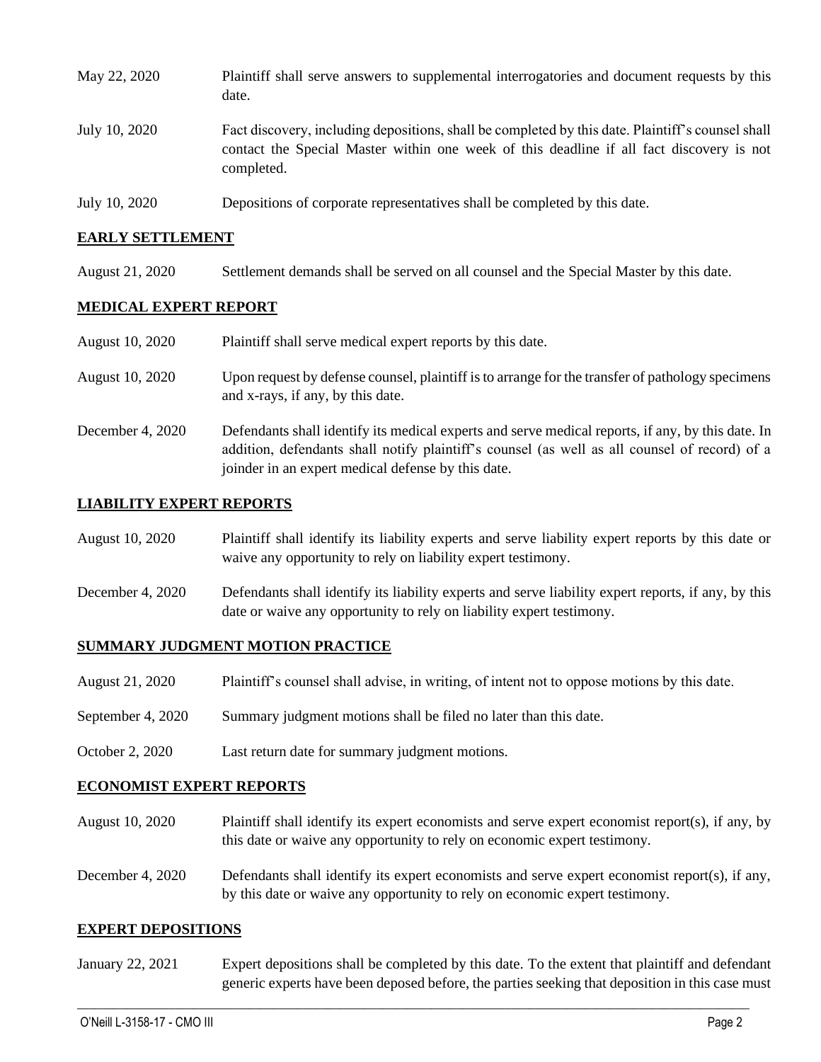| | |
|---|---|
| May 22, 2020 | Plaintiff shall serve answers to supplemental interrogatories and document requests by this date. |
| July 10, 2020 | Fact discovery, including depositions, shall be completed by this date. Plaintiff's counsel shall contact the Special Master within one week of this deadline if all fact discovery is not completed. |
| July 10, 2020 | Depositions of corporate representatives shall be completed by this date. |

## EARLY SETTLEMENT

| | |
|---|---|
| August 21, 2020 | Settlement demands shall be served on all counsel and the Special Master by this date. |

## MEDICAL EXPERT REPORT

| | |
|---|---|
| August 10, 2020 | Plaintiff shall serve medical expert reports by this date. |
| August 10, 2020 | Upon request by defense counsel, plaintiff is to arrange for the transfer of pathology specimens and x-rays, if any, by this date. |
| December 4, 2020 | Defendants shall identify its medical experts and serve medical reports, if any, by this date. In addition, defendants shall notify plaintiff's counsel (as well as all counsel of record) of a joinder in an expert medical defense by this date. |

## LIABILITY EXPERT REPORTS

| | |
|---|---|
| August 10, 2020 | Plaintiff shall identify its liability experts and serve liability expert reports by this date or waive any opportunity to rely on liability expert testimony. |
| December 4, 2020 | Defendants shall identify its liability experts and serve liability expert reports, if any, by this date or waive any opportunity to rely on liability expert testimony. |

## SUMMARY JUDGMENT MOTION PRACTICE

| | |
|---|---|
| August 21, 2020 | Plaintiff's counsel shall advise, in writing, of intent not to oppose motions by this date. |
| September 4, 2020 | Summary judgment motions shall be filed no later than this date. |
| October 2, 2020 | Last return date for summary judgment motions. |

## ECONOMIST EXPERT REPORTS

| | |
|---|---|
| August 10, 2020 | Plaintiff shall identify its expert economists and serve expert economist report(s), if any, by this date or waive any opportunity to rely on economic expert testimony. |
| December 4, 2020 | Defendants shall identify its expert economists and serve expert economist report(s), if any, by this date or waive any opportunity to rely on economic expert testimony. |

## EXPERT DEPOSITIONS

| | |
|---|---|
| January 22, 2021 | Expert depositions shall be completed by this date. To the extent that plaintiff and defendant generic experts have been deposed before, the parties seeking that deposition in this case must |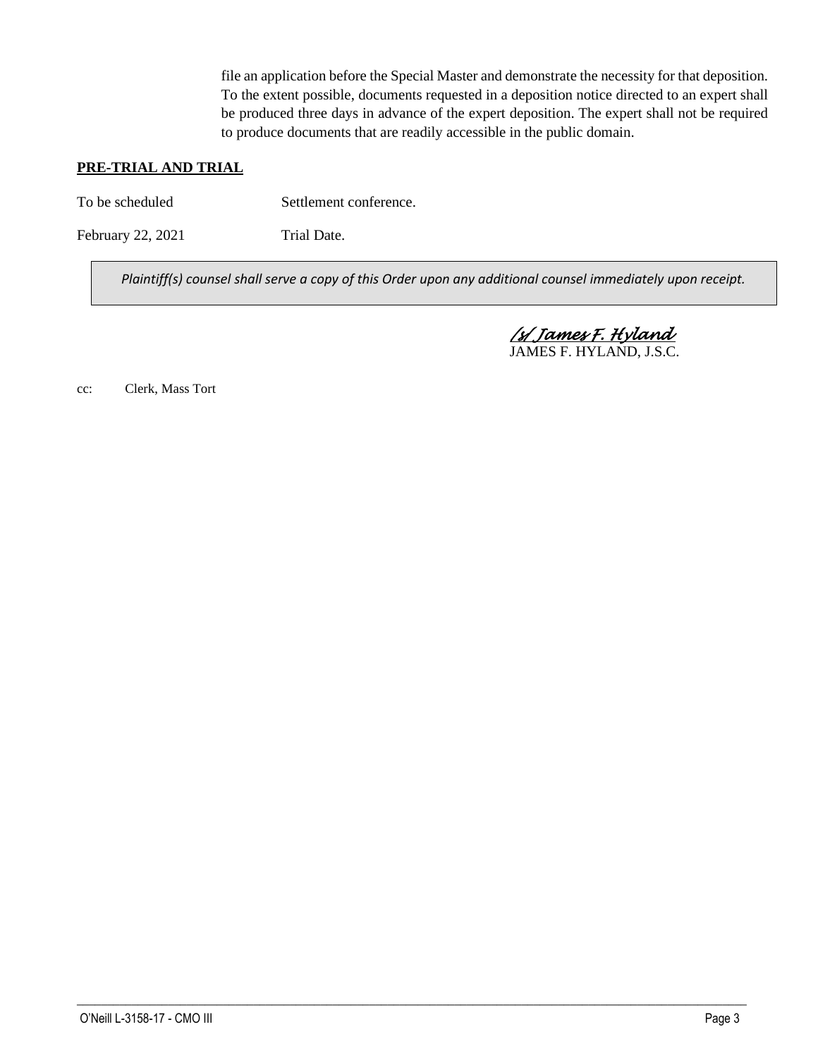file an application before the Special Master and demonstrate the necessity for that deposition. To the extent possible, documents requested in a deposition notice directed to an expert shall be produced three days in advance of the expert deposition. The expert shall not be required to produce documents that are readily accessible in the public domain.

**PRE-TRIAL AND TRIAL**

| | |
|---|---|
| To be scheduled | Settlement conference. |
| February 22, 2021 | Trial Date. |

*Plaintiff(s) counsel shall serve a copy of this Order upon any additional counsel immediately upon receipt.*

/s/ James F. Hyland
JAMES F. HYLAND, J.S.C.

cc: Clerk, Mass Tort